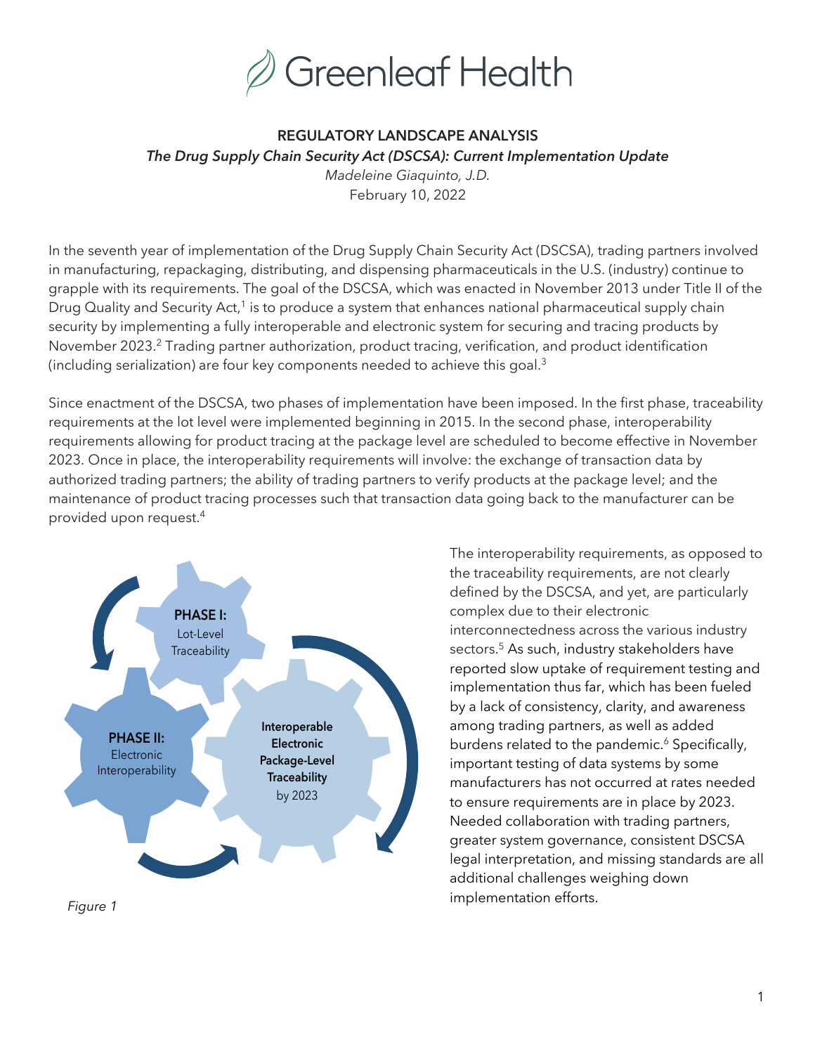Greenleaf Health

**REGULATORY LANDSCAPE ANALYSIS**

***The Drug Supply Chain Security Act (DSCSA): Current Implementation Update***

*Madeleine Giaquinto, J.D.*

February 10, 2022

In the seventh year of implementation of the Drug Supply Chain Security Act (DSCSA), trading partners involved in manufacturing, repackaging, distributing, and dispensing pharmaceuticals in the U.S. (industry) continue to grapple with its requirements. The goal of the DSCSA, which was enacted in November 2013 under Title II of the Drug Quality and Security Act,[1] is to produce a system that enhances national pharmaceutical supply chain security by implementing a fully interoperable and electronic system for securing and tracing products by November 2023.[2] Trading partner authorization, product tracing, verification, and product identification (including serialization) are four key components needed to achieve this goal.[3]

Since enactment of the DSCSA, two phases of implementation have been imposed. In the first phase, traceability requirements at the lot level were implemented beginning in 2015. In the second phase, interoperability requirements allowing for product tracing at the package level are scheduled to become effective in November 2023. Once in place, the interoperability requirements will involve: the exchange of transaction data by authorized trading partners; the ability of trading partners to verify products at the package level; and the maintenance of product tracing processes such that transaction data going back to the manufacturer can be provided upon request.[4]

**PHASE I:** Lot-Level Traceability

**PHASE II:** Electronic Interoperability

**Interoperable Electronic Package-Level Traceability** by 2023

*Figure 1*

The interoperability requirements, as opposed to the traceability requirements, are not clearly defined by the DSCSA, and yet, are particularly complex due to their electronic interconnectedness across the various industry sectors.[5] As such, industry stakeholders have reported slow uptake of requirement testing and implementation thus far, which has been fueled by a lack of consistency, clarity, and awareness among trading partners, as well as added burdens related to the pandemic.[6] Specifically, important testing of data systems by some manufacturers has not occurred at rates needed to ensure requirements are in place by 2023. Needed collaboration with trading partners, greater system governance, consistent DSCSA legal interpretation, and missing standards are all additional challenges weighing down implementation efforts.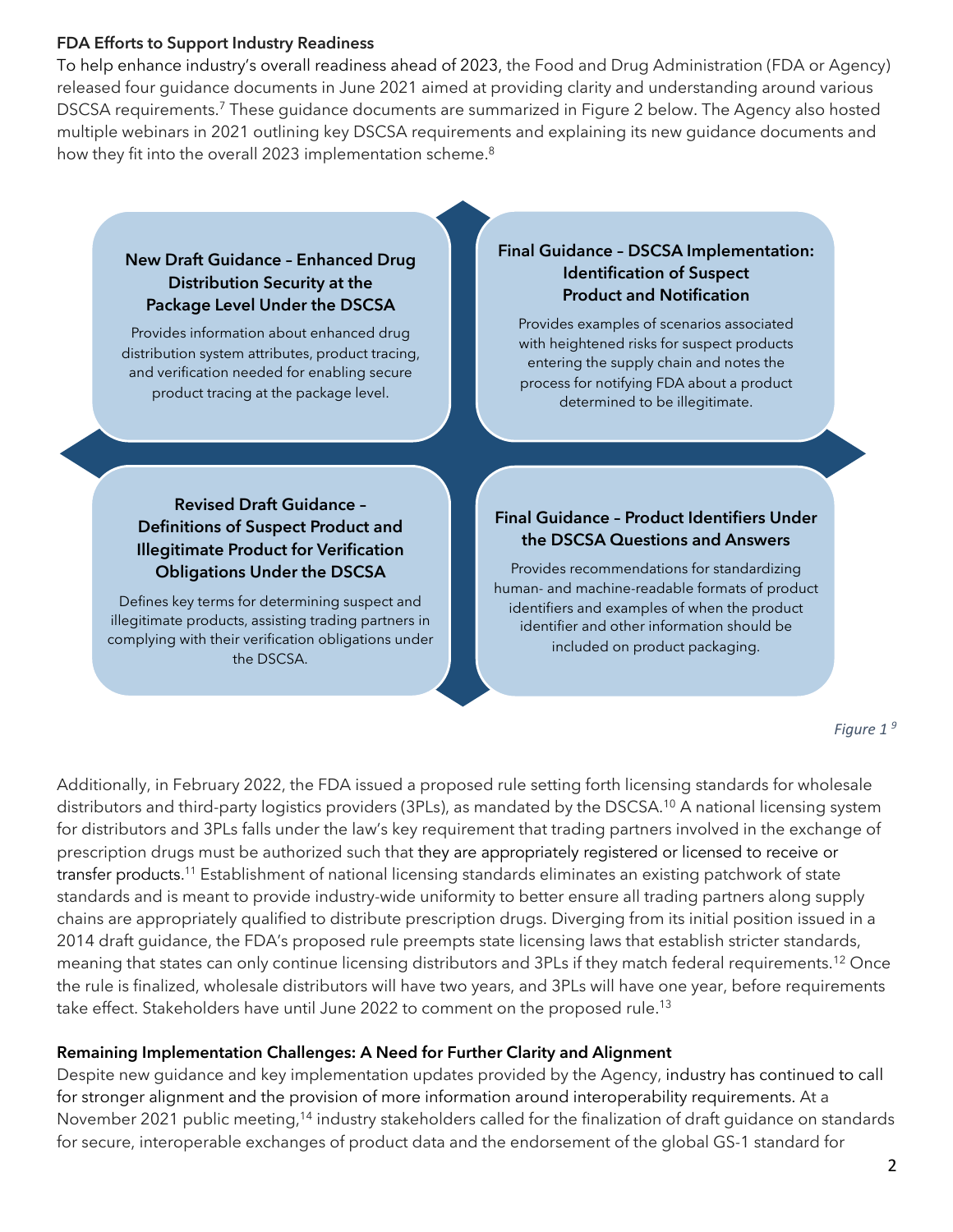### FDA Efforts to Support Industry Readiness

To help enhance industry's overall readiness ahead of 2023, the Food and Drug Administration (FDA or Agency) released four guidance documents in June 2021 aimed at providing clarity and understanding around various DSCSA requirements.[7] These guidance documents are summarized in Figure 2 below. The Agency also hosted multiple webinars in 2021 outlining key DSCSA requirements and explaining its new guidance documents and how they fit into the overall 2023 implementation scheme.[8]

**New Draft Guidance – Enhanced Drug Distribution Security at the Package Level Under the DSCSA**

Provides information about enhanced drug distribution system attributes, product tracing, and verification needed for enabling secure product tracing at the package level.

**Final Guidance – DSCSA Implementation: Identification of Suspect Product and Notification**

Provides examples of scenarios associated with heightened risks for suspect products entering the supply chain and notes the process for notifying FDA about a product determined to be illegitimate.

**Revised Draft Guidance – Definitions of Suspect Product and Illegitimate Product for Verification Obligations Under the DSCSA**

Defines key terms for determining suspect and illegitimate products, assisting trading partners in complying with their verification obligations under the DSCSA.

**Final Guidance – Product Identifiers Under the DSCSA Questions and Answers**

Provides recommendations for standardizing human- and machine-readable formats of product identifiers and examples of when the product identifier and other information should be included on product packaging.

*Figure 1* [9]

Additionally, in February 2022, the FDA issued a proposed rule setting forth licensing standards for wholesale distributors and third-party logistics providers (3PLs), as mandated by the DSCSA.[10] A national licensing system for distributors and 3PLs falls under the law's key requirement that trading partners involved in the exchange of prescription drugs must be authorized such that they are appropriately registered or licensed to receive or transfer products.[11] Establishment of national licensing standards eliminates an existing patchwork of state standards and is meant to provide industry-wide uniformity to better ensure all trading partners along supply chains are appropriately qualified to distribute prescription drugs. Diverging from its initial position issued in a 2014 draft guidance, the FDA's proposed rule preempts state licensing laws that establish stricter standards, meaning that states can only continue licensing distributors and 3PLs if they match federal requirements.[12] Once the rule is finalized, wholesale distributors will have two years, and 3PLs will have one year, before requirements take effect. Stakeholders have until June 2022 to comment on the proposed rule.[13]

### Remaining Implementation Challenges: A Need for Further Clarity and Alignment

Despite new guidance and key implementation updates provided by the Agency, industry has continued to call for stronger alignment and the provision of more information around interoperability requirements. At a November 2021 public meeting,[14] industry stakeholders called for the finalization of draft guidance on standards for secure, interoperable exchanges of product data and the endorsement of the global GS-1 standard for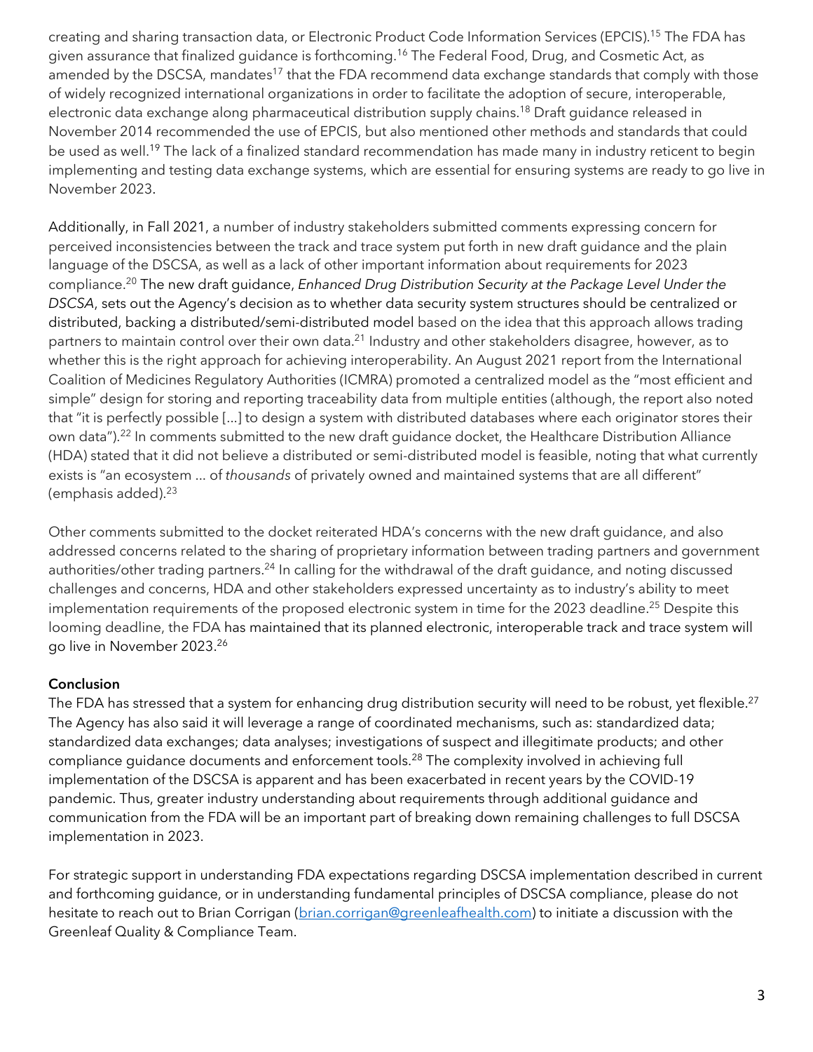creating and sharing transaction data, or Electronic Product Code Information Services (EPCIS).[15] The FDA has given assurance that finalized guidance is forthcoming.[16] The Federal Food, Drug, and Cosmetic Act, as amended by the DSCSA, mandates[17] that the FDA recommend data exchange standards that comply with those of widely recognized international organizations in order to facilitate the adoption of secure, interoperable, electronic data exchange along pharmaceutical distribution supply chains.[18] Draft guidance released in November 2014 recommended the use of EPCIS, but also mentioned other methods and standards that could be used as well.[19] The lack of a finalized standard recommendation has made many in industry reticent to begin implementing and testing data exchange systems, which are essential for ensuring systems are ready to go live in November 2023.

Additionally, in Fall 2021, a number of industry stakeholders submitted comments expressing concern for perceived inconsistencies between the track and trace system put forth in new draft guidance and the plain language of the DSCSA, as well as a lack of other important information about requirements for 2023 compliance.[20] The new draft guidance, *Enhanced Drug Distribution Security at the Package Level Under the DSCSA*, sets out the Agency's decision as to whether data security system structures should be centralized or distributed, backing a distributed/semi-distributed model based on the idea that this approach allows trading partners to maintain control over their own data.[21] Industry and other stakeholders disagree, however, as to whether this is the right approach for achieving interoperability. An August 2021 report from the International Coalition of Medicines Regulatory Authorities (ICMRA) promoted a centralized model as the "most efficient and simple" design for storing and reporting traceability data from multiple entities (although, the report also noted that "it is perfectly possible […] to design a system with distributed databases where each originator stores their own data").[22] In comments submitted to the new draft guidance docket, the Healthcare Distribution Alliance (HDA) stated that it did not believe a distributed or semi-distributed model is feasible, noting that what currently exists is "an ecosystem … of *thousands* of privately owned and maintained systems that are all different" (emphasis added).[23]

Other comments submitted to the docket reiterated HDA's concerns with the new draft guidance, and also addressed concerns related to the sharing of proprietary information between trading partners and government authorities/other trading partners.[24] In calling for the withdrawal of the draft guidance, and noting discussed challenges and concerns, HDA and other stakeholders expressed uncertainty as to industry's ability to meet implementation requirements of the proposed electronic system in time for the 2023 deadline.[25] Despite this looming deadline, the FDA has maintained that its planned electronic, interoperable track and trace system will go live in November 2023.[26]

**Conclusion**

The FDA has stressed that a system for enhancing drug distribution security will need to be robust, yet flexible.[27] The Agency has also said it will leverage a range of coordinated mechanisms, such as: standardized data; standardized data exchanges; data analyses; investigations of suspect and illegitimate products; and other compliance guidance documents and enforcement tools.[28] The complexity involved in achieving full implementation of the DSCSA is apparent and has been exacerbated in recent years by the COVID-19 pandemic. Thus, greater industry understanding about requirements through additional guidance and communication from the FDA will be an important part of breaking down remaining challenges to full DSCSA implementation in 2023.

For strategic support in understanding FDA expectations regarding DSCSA implementation described in current and forthcoming guidance, or in understanding fundamental principles of DSCSA compliance, please do not hesitate to reach out to Brian Corrigan (brian.corrigan@greenleafhealth.com) to initiate a discussion with the Greenleaf Quality & Compliance Team.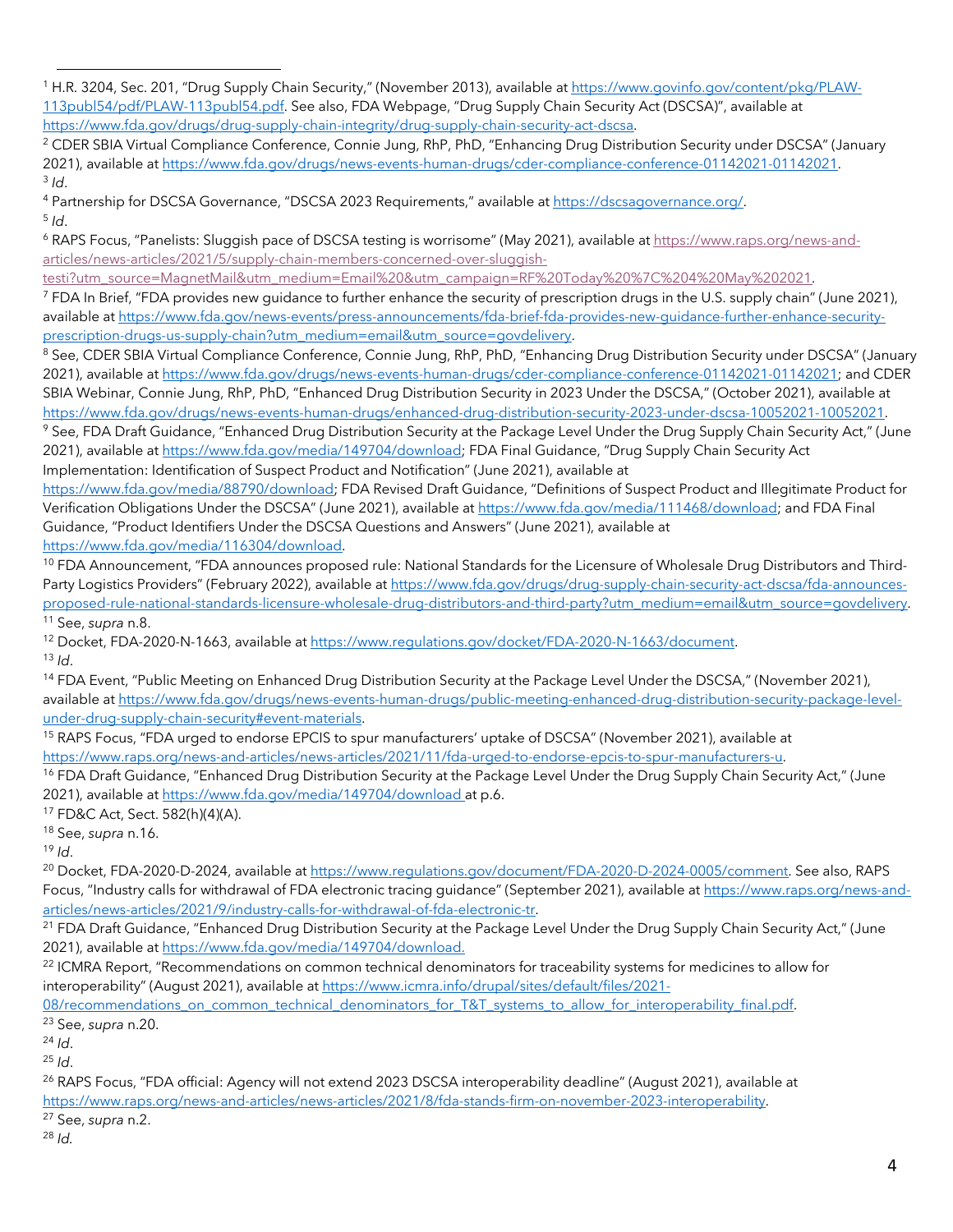[1] H.R. 3204, Sec. 201, "Drug Supply Chain Security," (November 2013), available at https://www.govinfo.gov/content/pkg/PLAW-113publ54/pdf/PLAW-113publ54.pdf. See also, FDA Webpage, "Drug Supply Chain Security Act (DSCSA)", available at https://www.fda.gov/drugs/drug-supply-chain-integrity/drug-supply-chain-security-act-dscsa.

[2] CDER SBIA Virtual Compliance Conference, Connie Jung, RhP, PhD, "Enhancing Drug Distribution Security under DSCSA" (January 2021), available at https://www.fda.gov/drugs/news-events-human-drugs/cder-compliance-conference-01142021-01142021.

[3] *Id*.

[4] Partnership for DSCSA Governance, "DSCSA 2023 Requirements," available at https://dscsagovernance.org/.

[5] *Id*.

[6] RAPS Focus, "Panelists: Sluggish pace of DSCSA testing is worrisome" (May 2021), available at https://www.raps.org/news-and-articles/news-articles/2021/5/supply-chain-members-concerned-over-sluggish-testi?utm_source=MagnetMail&utm_medium=Email%20&utm_campaign=RF%20Today%20%7C%204%20May%202021.

[7] FDA In Brief, "FDA provides new guidance to further enhance the security of prescription drugs in the U.S. supply chain" (June 2021), available at https://www.fda.gov/news-events/press-announcements/fda-brief-fda-provides-new-guidance-further-enhance-security-prescription-drugs-us-supply-chain?utm_medium=email&utm_source=govdelivery.

[8] See, CDER SBIA Virtual Compliance Conference, Connie Jung, RhP, PhD, "Enhancing Drug Distribution Security under DSCSA" (January 2021), available at https://www.fda.gov/drugs/news-events-human-drugs/cder-compliance-conference-01142021-01142021; and CDER SBIA Webinar, Connie Jung, RhP, PhD, "Enhanced Drug Distribution Security in 2023 Under the DSCSA," (October 2021), available at https://www.fda.gov/drugs/news-events-human-drugs/enhanced-drug-distribution-security-2023-under-dscsa-10052021-10052021.

[9] See, FDA Draft Guidance, "Enhanced Drug Distribution Security at the Package Level Under the Drug Supply Chain Security Act," (June 2021), available at https://www.fda.gov/media/149704/download; FDA Final Guidance, "Drug Supply Chain Security Act Implementation: Identification of Suspect Product and Notification" (June 2021), available at https://www.fda.gov/media/88790/download; FDA Revised Draft Guidance, "Definitions of Suspect Product and Illegitimate Product for Verification Obligations Under the DSCSA" (June 2021), available at https://www.fda.gov/media/111468/download; and FDA Final Guidance, "Product Identifiers Under the DSCSA Questions and Answers" (June 2021), available at https://www.fda.gov/media/116304/download.

[10] FDA Announcement, "FDA announces proposed rule: National Standards for the Licensure of Wholesale Drug Distributors and Third-Party Logistics Providers" (February 2022), available at https://www.fda.gov/drugs/drug-supply-chain-security-act-dscsa/fda-announces-proposed-rule-national-standards-licensure-wholesale-drug-distributors-and-third-party?utm_medium=email&utm_source=govdelivery.

[11] See, *supra* n.8.

[12] Docket, FDA-2020-N-1663, available at https://www.regulations.gov/docket/FDA-2020-N-1663/document.

[13] *Id*.

[14] FDA Event, "Public Meeting on Enhanced Drug Distribution Security at the Package Level Under the DSCSA," (November 2021), available at https://www.fda.gov/drugs/news-events-human-drugs/public-meeting-enhanced-drug-distribution-security-package-level-under-drug-supply-chain-security#event-materials.

[15] RAPS Focus, "FDA urged to endorse EPCIS to spur manufacturers' uptake of DSCSA" (November 2021), available at https://www.raps.org/news-and-articles/news-articles/2021/11/fda-urged-to-endorse-epcis-to-spur-manufacturers-u.

[16] FDA Draft Guidance, "Enhanced Drug Distribution Security at the Package Level Under the Drug Supply Chain Security Act," (June 2021), available at https://www.fda.gov/media/149704/download at p.6.

[17] FD&C Act, Sect. 582(h)(4)(A).

[18] See, *supra* n.16.

[19] *Id*.

[20] Docket, FDA-2020-D-2024, available at https://www.regulations.gov/document/FDA-2020-D-2024-0005/comment. See also, RAPS Focus, "Industry calls for withdrawal of FDA electronic tracing guidance" (September 2021), available at https://www.raps.org/news-and-articles/news-articles/2021/9/industry-calls-for-withdrawal-of-fda-electronic-tr.

[21] FDA Draft Guidance, "Enhanced Drug Distribution Security at the Package Level Under the Drug Supply Chain Security Act," (June 2021), available at https://www.fda.gov/media/149704/download.

[22] ICMRA Report, "Recommendations on common technical denominators for traceability systems for medicines to allow for interoperability" (August 2021), available at https://www.icmra.info/drupal/sites/default/files/2021-08/recommendations_on_common_technical_denominators_for_T&T_systems_to_allow_for_interoperability_final.pdf.

[23] See, *supra* n.20.

[24] *Id*.

[25] *Id*.

[26] RAPS Focus, "FDA official: Agency will not extend 2023 DSCSA interoperability deadline" (August 2021), available at https://www.raps.org/news-and-articles/news-articles/2021/8/fda-stands-firm-on-november-2023-interoperability.

[27] See, *supra* n.2.

[28] *Id.*